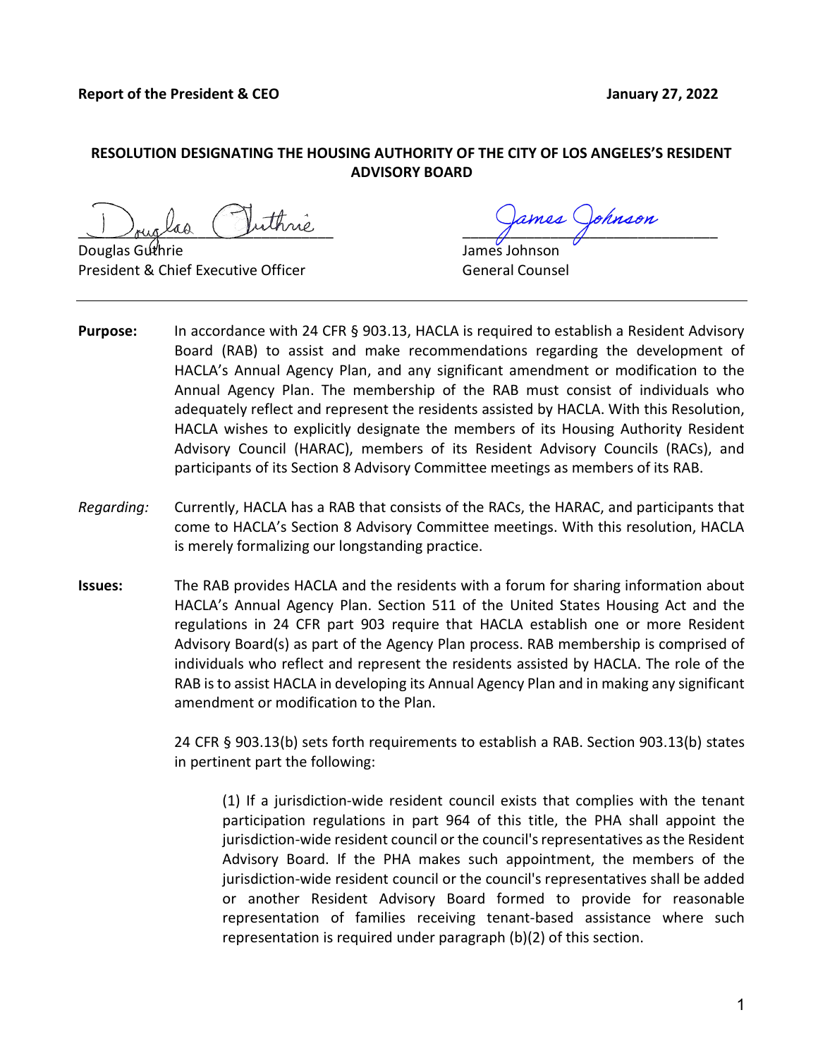**Report of the President & CEO** **January 27, 2022**

**RESOLUTION DESIGNATING THE HOUSING AUTHORITY OF THE CITY OF LOS ANGELES'S RESIDENT ADVISORY BOARD**

Douglas Guthrie
President & Chief Executive Officer

James Johnson
General Counsel

---

**Purpose:** In accordance with 24 CFR § 903.13, HACLA is required to establish a Resident Advisory Board (RAB) to assist and make recommendations regarding the development of HACLA's Annual Agency Plan, and any significant amendment or modification to the Annual Agency Plan. The membership of the RAB must consist of individuals who adequately reflect and represent the residents assisted by HACLA. With this Resolution, HACLA wishes to explicitly designate the members of its Housing Authority Resident Advisory Council (HARAC), members of its Resident Advisory Councils (RACs), and participants of its Section 8 Advisory Committee meetings as members of its RAB.

*Regarding:* Currently, HACLA has a RAB that consists of the RACs, the HARAC, and participants that come to HACLA's Section 8 Advisory Committee meetings. With this resolution, HACLA is merely formalizing our longstanding practice.

**Issues:** The RAB provides HACLA and the residents with a forum for sharing information about HACLA's Annual Agency Plan. Section 511 of the United States Housing Act and the regulations in 24 CFR part 903 require that HACLA establish one or more Resident Advisory Board(s) as part of the Agency Plan process. RAB membership is comprised of individuals who reflect and represent the residents assisted by HACLA. The role of the RAB is to assist HACLA in developing its Annual Agency Plan and in making any significant amendment or modification to the Plan.

24 CFR § 903.13(b) sets forth requirements to establish a RAB. Section 903.13(b) states in pertinent part the following:

> (1) If a jurisdiction-wide resident council exists that complies with the tenant participation regulations in part 964 of this title, the PHA shall appoint the jurisdiction-wide resident council or the council's representatives as the Resident Advisory Board. If the PHA makes such appointment, the members of the jurisdiction-wide resident council or the council's representatives shall be added or another Resident Advisory Board formed to provide for reasonable representation of families receiving tenant-based assistance where such representation is required under paragraph (b)(2) of this section.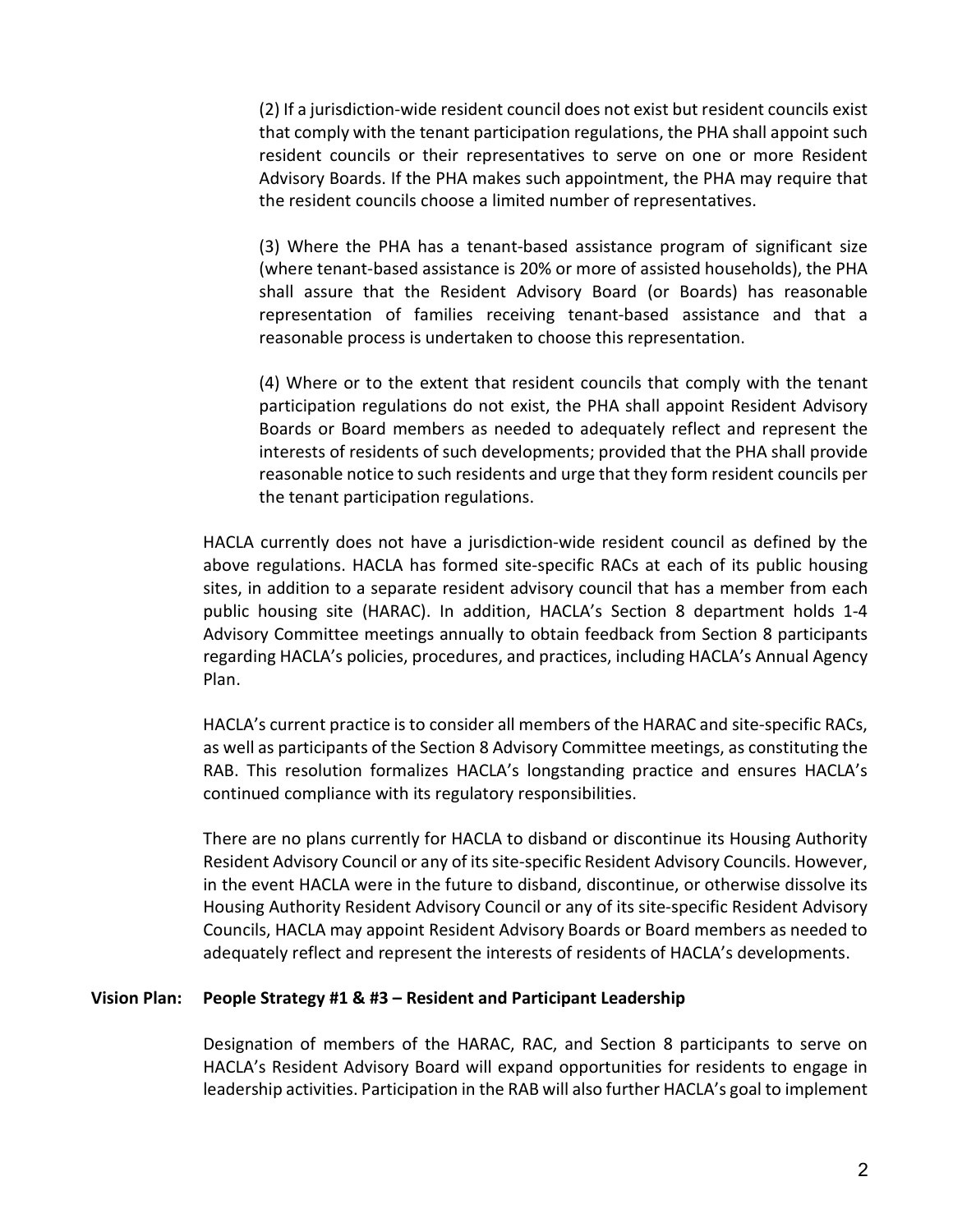(2) If a jurisdiction-wide resident council does not exist but resident councils exist that comply with the tenant participation regulations, the PHA shall appoint such resident councils or their representatives to serve on one or more Resident Advisory Boards. If the PHA makes such appointment, the PHA may require that the resident councils choose a limited number of representatives.

(3) Where the PHA has a tenant-based assistance program of significant size (where tenant-based assistance is 20% or more of assisted households), the PHA shall assure that the Resident Advisory Board (or Boards) has reasonable representation of families receiving tenant-based assistance and that a reasonable process is undertaken to choose this representation.

(4) Where or to the extent that resident councils that comply with the tenant participation regulations do not exist, the PHA shall appoint Resident Advisory Boards or Board members as needed to adequately reflect and represent the interests of residents of such developments; provided that the PHA shall provide reasonable notice to such residents and urge that they form resident councils per the tenant participation regulations.

HACLA currently does not have a jurisdiction-wide resident council as defined by the above regulations. HACLA has formed site-specific RACs at each of its public housing sites, in addition to a separate resident advisory council that has a member from each public housing site (HARAC). In addition, HACLA's Section 8 department holds 1-4 Advisory Committee meetings annually to obtain feedback from Section 8 participants regarding HACLA's policies, procedures, and practices, including HACLA's Annual Agency Plan.

HACLA's current practice is to consider all members of the HARAC and site-specific RACs, as well as participants of the Section 8 Advisory Committee meetings, as constituting the RAB. This resolution formalizes HACLA's longstanding practice and ensures HACLA's continued compliance with its regulatory responsibilities.

There are no plans currently for HACLA to disband or discontinue its Housing Authority Resident Advisory Council or any of its site-specific Resident Advisory Councils. However, in the event HACLA were in the future to disband, discontinue, or otherwise dissolve its Housing Authority Resident Advisory Council or any of its site-specific Resident Advisory Councils, HACLA may appoint Resident Advisory Boards or Board members as needed to adequately reflect and represent the interests of residents of HACLA's developments.

**Vision Plan: People Strategy #1 & #3 – Resident and Participant Leadership**

Designation of members of the HARAC, RAC, and Section 8 participants to serve on HACLA's Resident Advisory Board will expand opportunities for residents to engage in leadership activities. Participation in the RAB will also further HACLA's goal to implement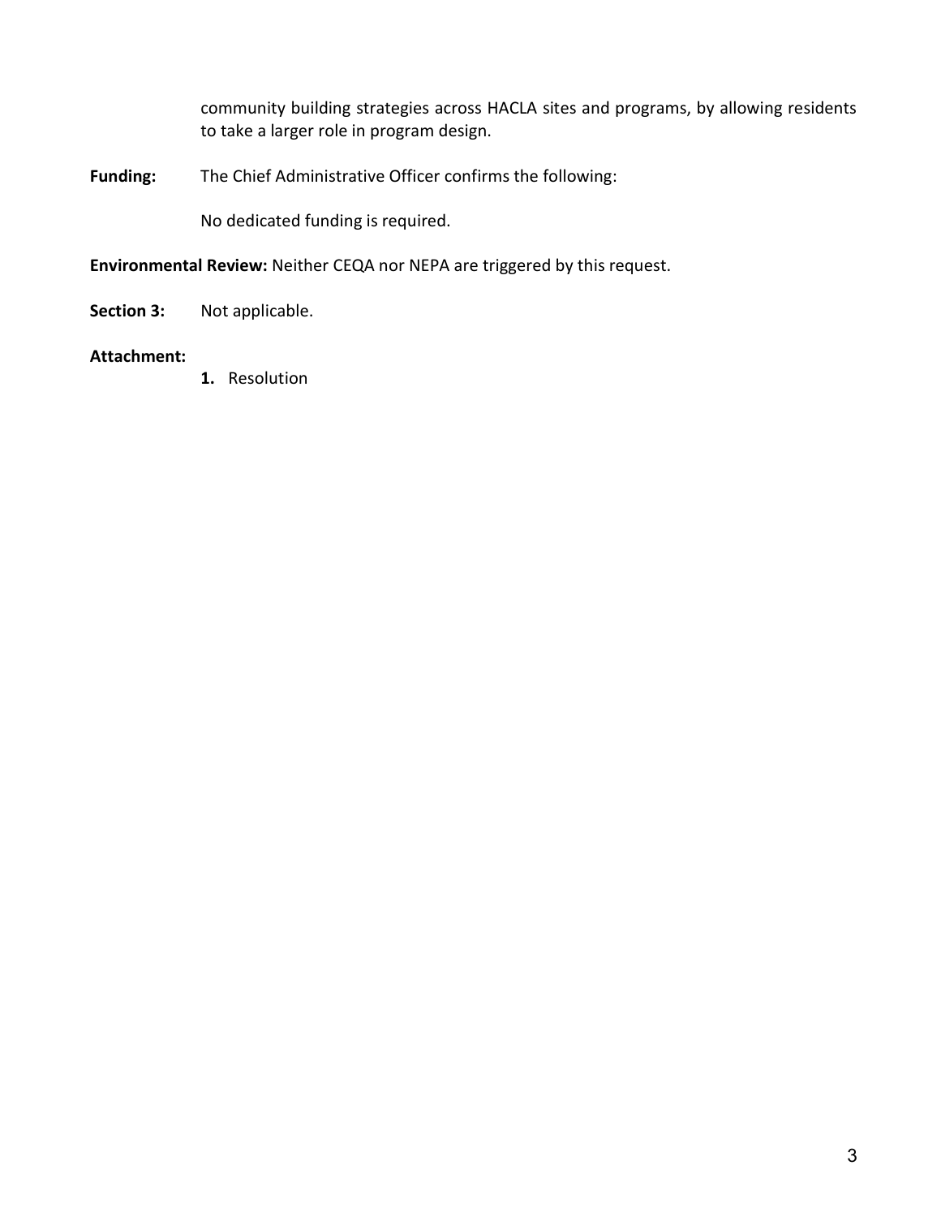community building strategies across HACLA sites and programs, by allowing residents to take a larger role in program design.

**Funding:** The Chief Administrative Officer confirms the following:

No dedicated funding is required.

**Environmental Review:** Neither CEQA nor NEPA are triggered by this request.

**Section 3:** Not applicable.

**Attachment:**

1. Resolution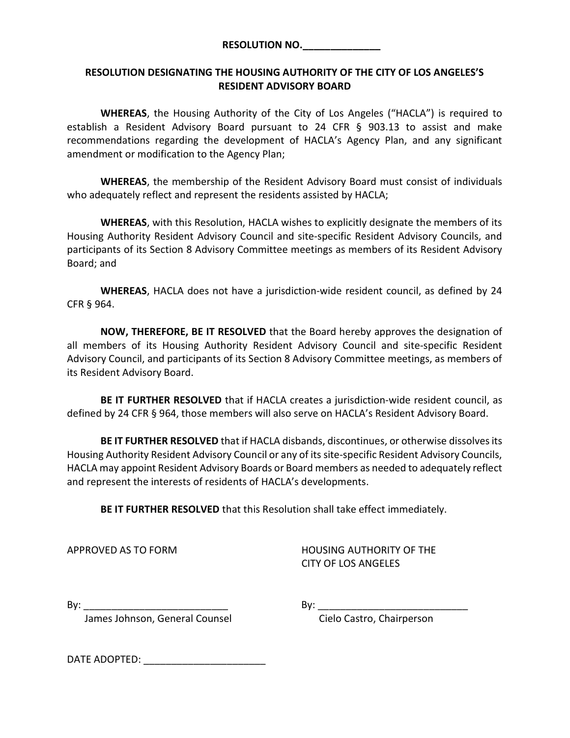**RESOLUTION NO.______________**

**RESOLUTION DESIGNATING THE HOUSING AUTHORITY OF THE CITY OF LOS ANGELES'S RESIDENT ADVISORY BOARD**

**WHEREAS**, the Housing Authority of the City of Los Angeles ("HACLA") is required to establish a Resident Advisory Board pursuant to 24 CFR § 903.13 to assist and make recommendations regarding the development of HACLA's Agency Plan, and any significant amendment or modification to the Agency Plan;

**WHEREAS**, the membership of the Resident Advisory Board must consist of individuals who adequately reflect and represent the residents assisted by HACLA;

**WHEREAS**, with this Resolution, HACLA wishes to explicitly designate the members of its Housing Authority Resident Advisory Council and site-specific Resident Advisory Councils, and participants of its Section 8 Advisory Committee meetings as members of its Resident Advisory Board; and

**WHEREAS**, HACLA does not have a jurisdiction-wide resident council, as defined by 24 CFR § 964.

**NOW, THEREFORE, BE IT RESOLVED** that the Board hereby approves the designation of all members of its Housing Authority Resident Advisory Council and site-specific Resident Advisory Council, and participants of its Section 8 Advisory Committee meetings, as members of its Resident Advisory Board.

**BE IT FURTHER RESOLVED** that if HACLA creates a jurisdiction-wide resident council, as defined by 24 CFR § 964, those members will also serve on HACLA's Resident Advisory Board.

**BE IT FURTHER RESOLVED** that if HACLA disbands, discontinues, or otherwise dissolves its Housing Authority Resident Advisory Council or any of its site-specific Resident Advisory Councils, HACLA may appoint Resident Advisory Boards or Board members as needed to adequately reflect and represent the interests of residents of HACLA's developments.

**BE IT FURTHER RESOLVED** that this Resolution shall take effect immediately.

APPROVED AS TO FORM

By: ___________________________
James Johnson, General Counsel

HOUSING AUTHORITY OF THE CITY OF LOS ANGELES

By: ___________________________
Cielo Castro, Chairperson

DATE ADOPTED: _______________________